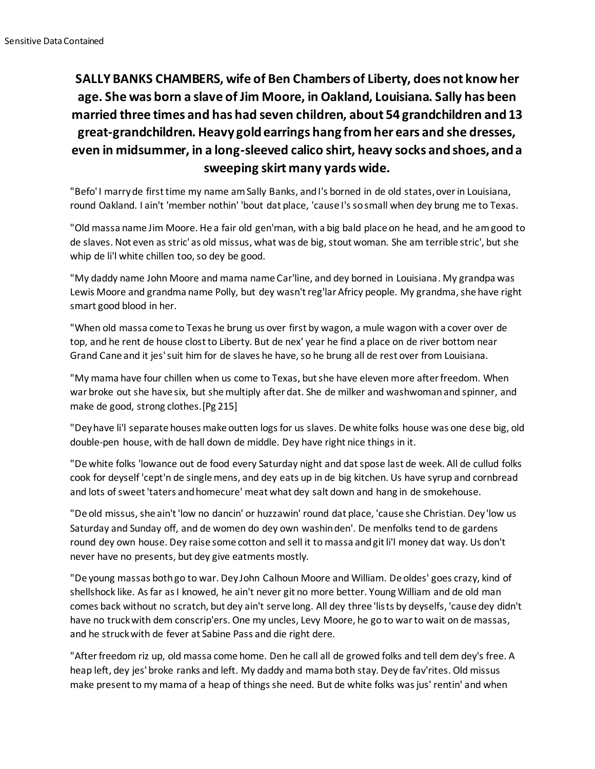**SALLY BANKS CHAMBERS, wife of Ben Chambers of Liberty, does not know her age. She was born a slave of Jim Moore, in Oakland, Louisiana. Sally has been married three times and has had seven children, about 54 grandchildren and 13 great-grandchildren. Heavy gold earrings hang from her ears and she dresses, even in midsummer, in a long-sleeved calico shirt, heavy socks and shoes, and a sweeping skirt many yards wide.**

"Befo' I marry de first time my name am Sally Banks, and I's borned in de old states, over in Louisiana, round Oakland. I ain't 'member nothin' 'bout dat place, 'cause I's so small when dey brung me to Texas.

"Old massa name Jim Moore. He a fair old gen'man, with a big bald place on he head, and he am good to de slaves. Not even as stric' as old missus, what was de big, stout woman. She am terrible stric', but she whip de li'l white chillen too, so dey be good.

"My daddy name John Moore and mama name Car'line, and dey borned in Louisiana. My grandpa was Lewis Moore and grandma name Polly, but dey wasn't reg'lar Africy people. My grandma, she have right smart good blood in her.

"When old massa come to Texas he brung us over first by wagon, a mule wagon with a cover over de top, and he rent de house clost to Liberty. But de nex' year he find a place on de river bottom near Grand Cane and it jes' suit him for de slaves he have, so he brung all de rest over from Louisiana.

"My mama have four chillen when us come to Texas, but she have eleven more after freedom. When war broke out she have six, but she multiply after dat. She de milker and washwoman and spinner, and make de good, strong clothes. [Pg 215]

"Dey have li'l separate houses make outten logs for us slaves. De white folks house was one dese big, old double-pen house, with de hall down de middle. Dey have right nice things in it.

"De white folks 'lowance out de food every Saturday night and dat spose last de week. All de cullud folks cook for deyself 'cept'n de single mens, and dey eats up in de big kitchen. Us have syrup and cornbread and lots of sweet 'taters and homecure' meat what dey salt down and hang in de smokehouse.

"De old missus, she ain't 'low no dancin' or huzzawin' round dat place, 'cause she Christian. Dey 'low us Saturday and Sunday off, and de women do dey own washin den'. De menfolks tend to de gardens round dey own house. Dey raise some cotton and sell it to massa and git li'l money dat way. Us don't never have no presents, but dey give eatments mostly.

"De young massas both go to war. Dey John Calhoun Moore and William. De oldes' goes crazy, kind of shellshock like. As far as I knowed, he ain't never git no more better. Young William and de old man comes back without no scratch, but dey ain't serve long. All dey three 'lists by deyselfs, 'cause dey didn't have no truck with dem conscrip'ers. One my uncles, Levy Moore, he go to war to wait on de massas, and he struck with de fever at Sabine Pass and die right dere.

"After freedom riz up, old massa come home. Den he call all de growed folks and tell dem dey's free. A heap left, dey jes' broke ranks and left. My daddy and mama both stay. Dey de fav'rites. Old missus make present to my mama of a heap of things she need. But de white folks was jus' rentin' and when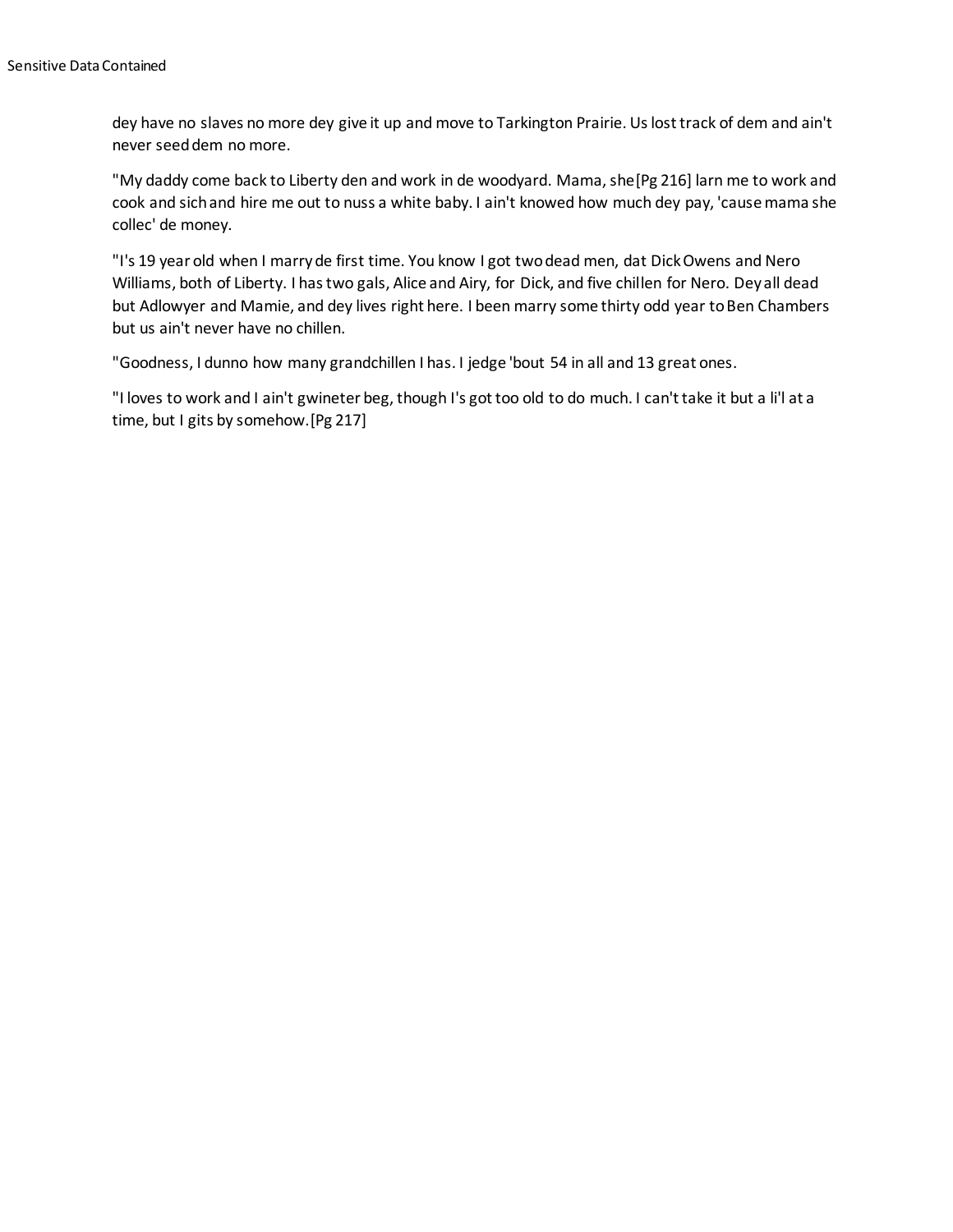dey have no slaves no more dey give it up and move to Tarkington Prairie. Us lost track of dem and ain't never seed dem no more.

"My daddy come back to Liberty den and work in de woodyard. Mama, she[Pg 216] larn me to work and cook and sich and hire me out to nuss a white baby. I ain't knowed how much dey pay, 'cause mama she collec' de money.

"I's 19 year old when I marry de first time. You know I got two dead men, dat Dick Owens and Nero Williams, both of Liberty. I has two gals, Alice and Airy, for Dick, and five chillen for Nero. Dey all dead but Adlowyer and Mamie, and dey lives right here. I been marry some thirty odd year to Ben Chambers but us ain't never have no chillen.

"Goodness, I dunno how many grandchillen I has. I jedge 'bout 54 in all and 13 great ones.

"I loves to work and I ain't gwineter beg, though I's got too old to do much. I can't take it but a li'l at a time, but I gits by somehow.[Pg 217]